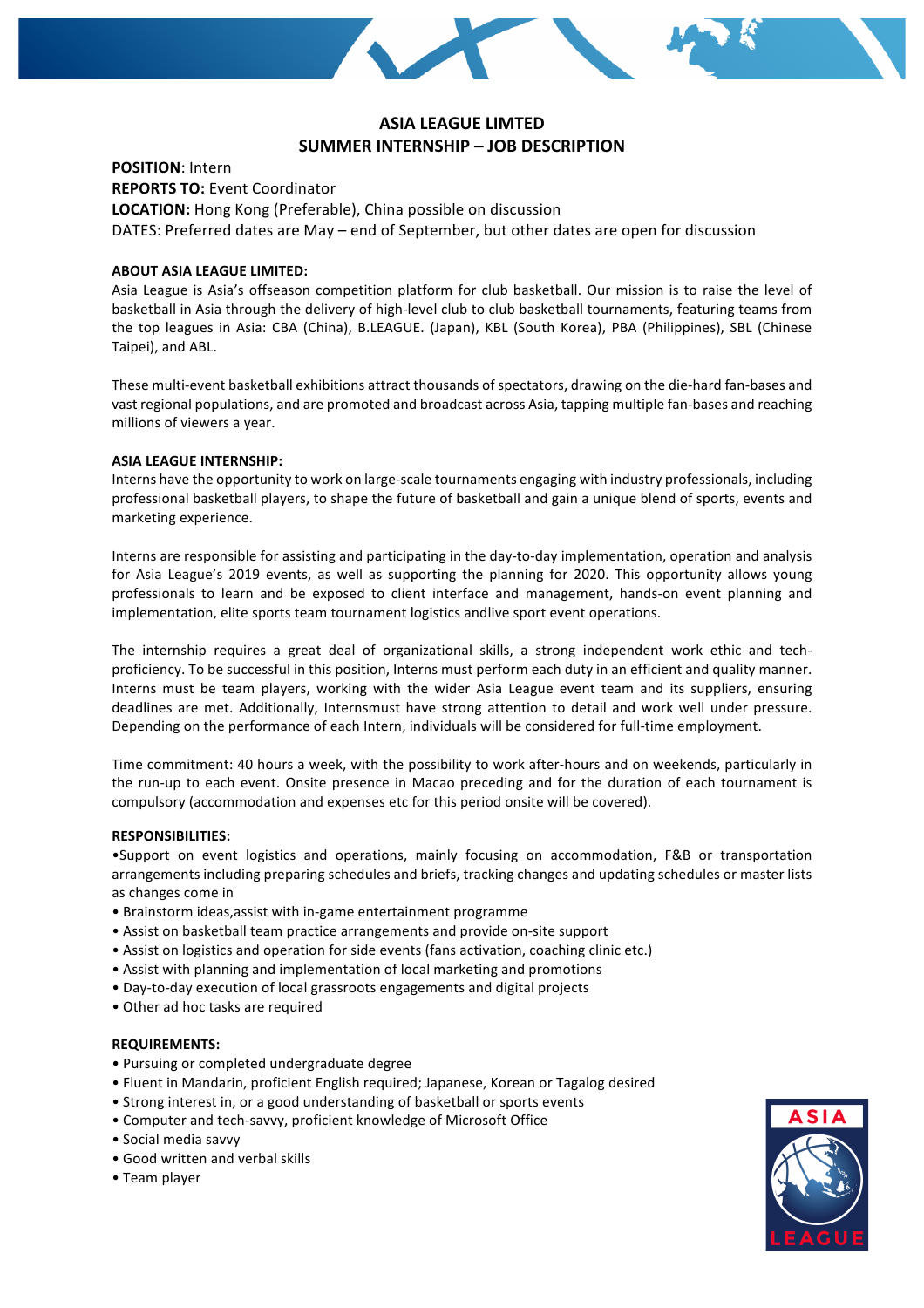# ASIA LEAGUE LIMTED
## SUMMER INTERNSHIP – JOB DESCRIPTION

**POSITION**: Intern
**REPORTS TO:** Event Coordinator
**LOCATION:** Hong Kong (Preferable), China possible on discussion
DATES: Preferred dates are May – end of September, but other dates are open for discussion

**ABOUT ASIA LEAGUE LIMITED:**
Asia League is Asia's offseason competition platform for club basketball. Our mission is to raise the level of basketball in Asia through the delivery of high-level club to club basketball tournaments, featuring teams from the top leagues in Asia: CBA (China), B.LEAGUE. (Japan), KBL (South Korea), PBA (Philippines), SBL (Chinese Taipei), and ABL.

These multi-event basketball exhibitions attract thousands of spectators, drawing on the die-hard fan-bases and vast regional populations, and are promoted and broadcast across Asia, tapping multiple fan-bases and reaching millions of viewers a year.

**ASIA LEAGUE INTERNSHIP:**
Interns have the opportunity to work on large-scale tournaments engaging with industry professionals, including professional basketball players, to shape the future of basketball and gain a unique blend of sports, events and marketing experience.

Interns are responsible for assisting and participating in the day-to-day implementation, operation and analysis for Asia League's 2019 events, as well as supporting the planning for 2020. This opportunity allows young professionals to learn and be exposed to client interface and management, hands-on event planning and implementation, elite sports team tournament logistics andlive sport event operations.

The internship requires a great deal of organizational skills, a strong independent work ethic and tech-proficiency. To be successful in this position, Interns must perform each duty in an efficient and quality manner. Interns must be team players, working with the wider Asia League event team and its suppliers, ensuring deadlines are met. Additionally, Internsmust have strong attention to detail and work well under pressure. Depending on the performance of each Intern, individuals will be considered for full-time employment.

Time commitment: 40 hours a week, with the possibility to work after-hours and on weekends, particularly in the run-up to each event. Onsite presence in Macao preceding and for the duration of each tournament is compulsory (accommodation and expenses etc for this period onsite will be covered).

**RESPONSIBILITIES:**
- Support on event logistics and operations, mainly focusing on accommodation, F&B or transportation arrangements including preparing schedules and briefs, tracking changes and updating schedules or master lists as changes come in
- Brainstorm ideas,assist with in-game entertainment programme
- Assist on basketball team practice arrangements and provide on-site support
- Assist on logistics and operation for side events (fans activation, coaching clinic etc.)
- Assist with planning and implementation of local marketing and promotions
- Day-to-day execution of local grassroots engagements and digital projects
- Other ad hoc tasks are required

**REQUIREMENTS:**
- Pursuing or completed undergraduate degree
- Fluent in Mandarin, proficient English required; Japanese, Korean or Tagalog desired
- Strong interest in, or a good understanding of basketball or sports events
- Computer and tech-savvy, proficient knowledge of Microsoft Office
- Social media savvy
- Good written and verbal skills
- Team player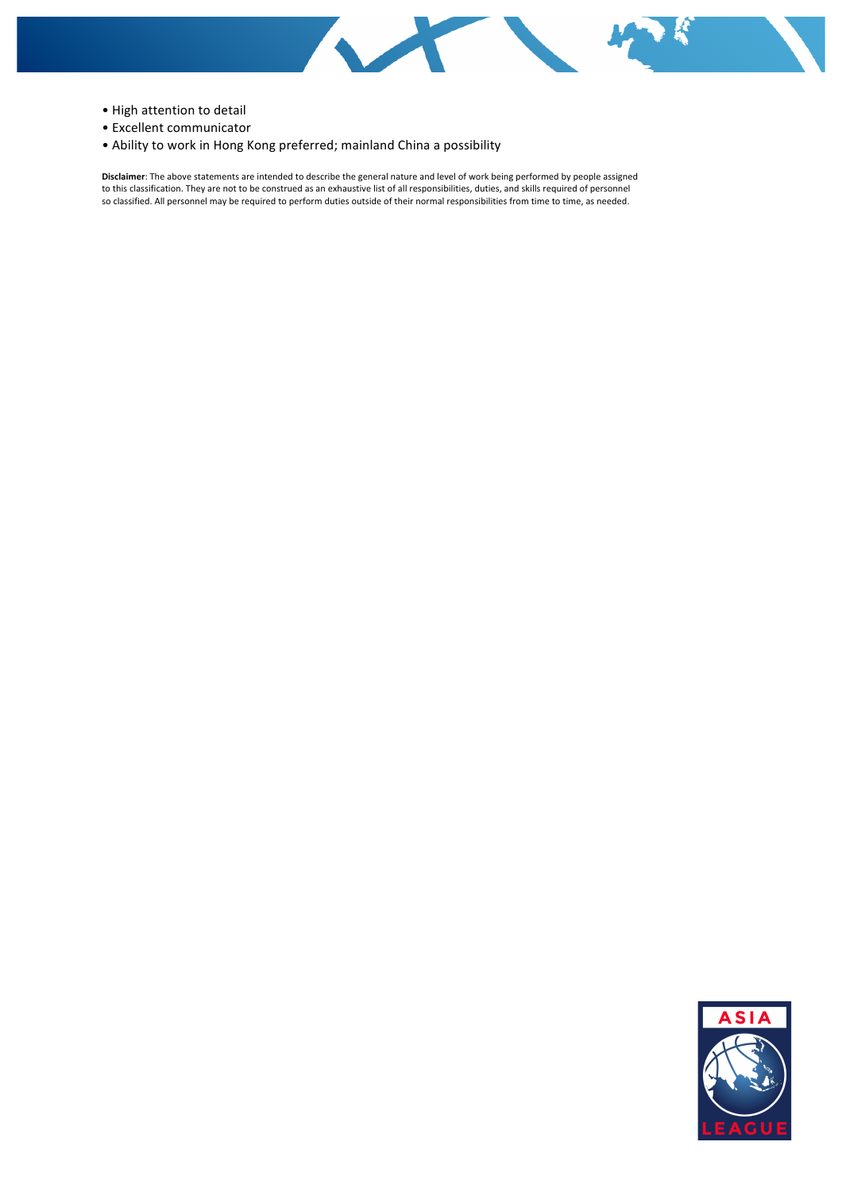- High attention to detail
- Excellent communicator
- Ability to work in Hong Kong preferred; mainland China a possibility

**Disclaimer**: The above statements are intended to describe the general nature and level of work being performed by people assigned to this classification. They are not to be construed as an exhaustive list of all responsibilities, duties, and skills required of personnel so classified. All personnel may be required to perform duties outside of their normal responsibilities from time to time, as needed.